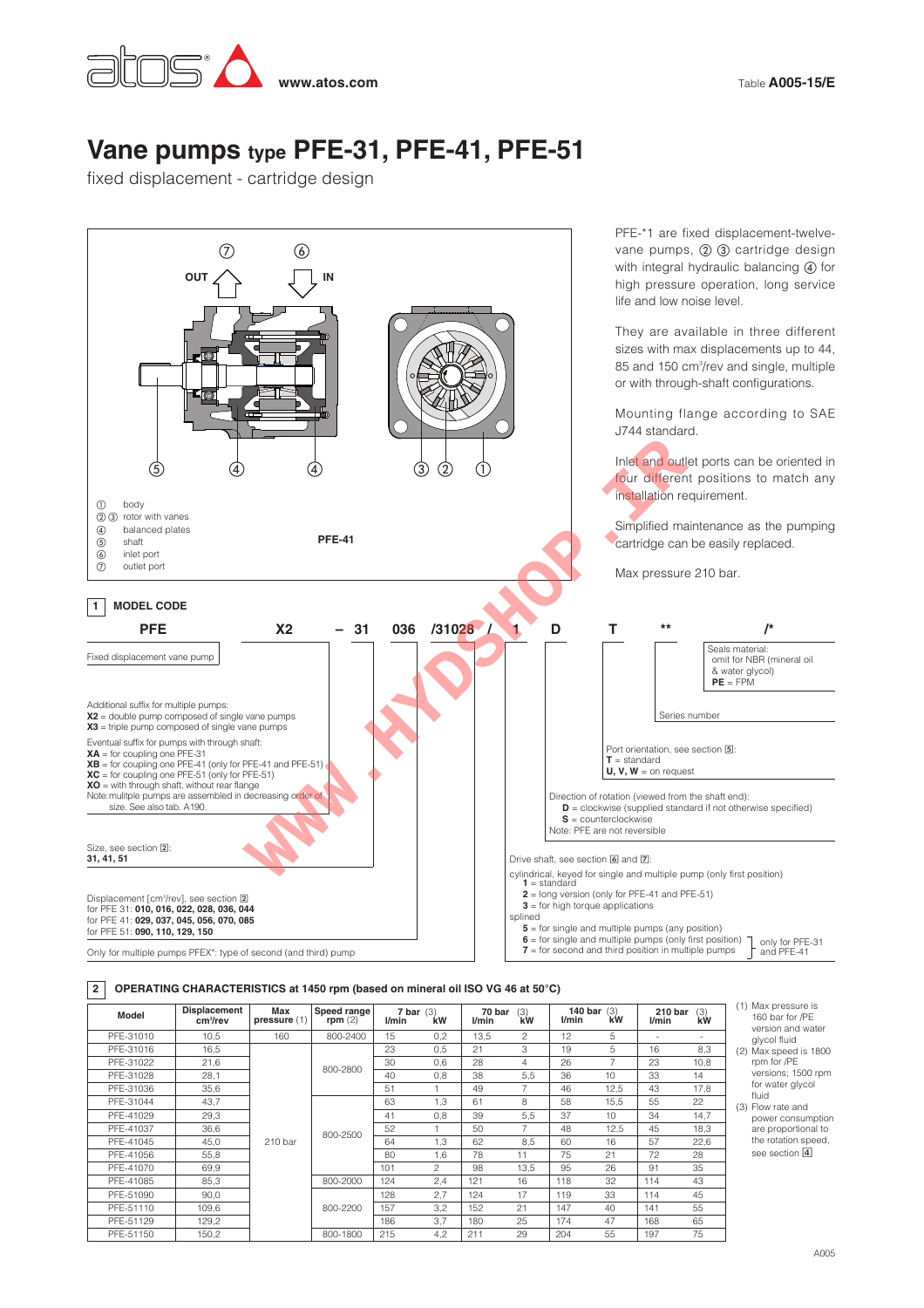# Vane pumps type PFE-31, PFE-41, PFE-51

fixed displacement - cartridge design

Table **A005-15/E**

OUT ⑦ IN ⑥

⑤ ④ ④ ③ ② ①

① body
② ③ rotor with vanes
④ balanced plates
⑤ shaft
⑥ inlet port
⑦ outlet port

**PFE-41**

PFE-*1 are fixed displacement-twelve-vane pumps, ② ③ cartridge design with integral hydraulic balancing ④ for high pressure operation, long service life and low noise level.

They are available in three different sizes with max displacements up to 44, 85 and 150 cm³/rev and single, multiple or with through-shaft configurations.

Mounting flange according to SAE J744 standard.

Inlet and outlet ports can be oriented in four different positions to match any installation requirement.

Simplified maintenance as the pumping cartridge can be easily replaced.

Max pressure 210 bar.

## 1 MODEL CODE

**PFE X2 – 31 036 /31028 / 1 D T ** /***

Fixed displacement vane pump

Additional suffix for multiple pumps:
**X2** = double pump composed of single vane pumps
**X3** = triple pump composed of single vane pumps

Eventual suffix for pumps with through shaft:
**XA** = for coupling one PFE-31
**XB** = for coupling one PFE-41 (only for PFE-41 and PFE-51)
**XC** = for coupling one PFE-51 (only for PFE-51)
**XO** = with through shaft, without rear flange
Note: mulitple pumps are assembled in decreasing order of size. See also tab. A190.

Size, see section 2:
**31, 41, 51**

Displacement [cm³/rev], see section 2
for PFE 31: **010, 016, 022, 028, 036, 044**
for PFE 41: **029, 037, 045, 056, 070, 085**
for PFE 51: **090, 110, 129, 150**

Only for multiple pumps PFEX*: type of second (and third) pump

Seals material:
omit for NBR (mineral oil & water glycol)
**PE** = FPM

Series number

Port orientation, see section 5:
**T** = standard
**U, V, W** = on request

Direction of rotation (viewed from the shaft end):
**D** = clockwise (supplied standard if not otherwise specified)
**S** = counterclockwise
Note: PFE are not reversible

Drive shaft, see section 6 and 7:

cylindrical, keyed for single and multiple pump (only first position)
**1** = standard
**2** = long version (only for PFE-41 and PFE-51)
**3** = for high torque applications
splined
**5** = for single and multiple pumps (any position)
**6** = for single and multiple pumps (only first position) — only for PFE-31 and PFE-41
**7** = for second and third position in multiple pumps — only for PFE-31 and PFE-41

## 2 OPERATING CHARACTERISTICS at 1450 rpm (based on mineral oil ISO VG 46 at 50°C)

| Model | Displacement cm³/rev | Max pressure (1) | Speed range rpm (2) | 7 bar (3) l/min | 7 bar (3) kW | 70 bar (3) l/min | 70 bar (3) kW | 140 bar (3) l/min | 140 bar (3) kW | 210 bar (3) l/min | 210 bar (3) kW |
|---|---|---|---|---|---|---|---|---|---|---|---|
| PFE-31010 | 10,5 | 160 | 800-2400 | 15 | 0,2 | 13,5 | 2 | 12 | 5 | - | - |
| PFE-31016 | 16,5 | 210 bar | 800-2800 | 23 | 0,5 | 21 | 3 | 19 | 5 | 16 | 8,3 |
| PFE-31022 | 21,6 | 210 bar | 800-2800 | 30 | 0,6 | 28 | 4 | 26 | 7 | 23 | 10,8 |
| PFE-31028 | 28,1 | 210 bar | 800-2800 | 40 | 0,8 | 38 | 5,5 | 36 | 10 | 33 | 14 |
| PFE-31036 | 35,6 | 210 bar | 800-2800 | 51 | 1 | 49 | 7 | 46 | 12,5 | 43 | 17,8 |
| PFE-31044 | 43,7 | 210 bar | 800-2500 | 63 | 1,3 | 61 | 8 | 58 | 15,5 | 55 | 22 |
| PFE-41029 | 29,3 | 210 bar | 800-2500 | 41 | 0,8 | 39 | 5,5 | 37 | 10 | 34 | 14,7 |
| PFE-41037 | 36,6 | 210 bar | 800-2500 | 52 | 1 | 50 | 7 | 48 | 12,5 | 45 | 18,3 |
| PFE-41045 | 45,0 | 210 bar | 800-2500 | 64 | 1,3 | 62 | 8,5 | 60 | 16 | 57 | 22,6 |
| PFE-41056 | 55,8 | 210 bar | 800-2500 | 80 | 1,6 | 78 | 11 | 75 | 21 | 72 | 28 |
| PFE-41070 | 69,9 | 210 bar | 800-2500 | 101 | 2 | 98 | 13,5 | 95 | 26 | 91 | 35 |
| PFE-41085 | 85,3 | 210 bar | 800-2000 | 124 | 2,4 | 121 | 16 | 118 | 32 | 114 | 43 |
| PFE-51090 | 90,0 | 210 bar | 800-2200 | 128 | 2,7 | 124 | 17 | 119 | 33 | 114 | 45 |
| PFE-51110 | 109,6 | 210 bar | 800-2200 | 157 | 3,2 | 152 | 21 | 147 | 40 | 141 | 55 |
| PFE-51129 | 129,2 | 210 bar | 800-2200 | 186 | 3,7 | 180 | 25 | 174 | 47 | 168 | 65 |
| PFE-51150 | 150,2 | 210 bar | 800-1800 | 215 | 4,2 | 211 | 29 | 204 | 55 | 197 | 75 |

(1) Max pressure is 160 bar for /PE version and water glycol fluid
(2) Max speed is 1800 rpm for /PE versions; 1500 rpm for water glycol fluid
(3) Flow rate and power consumption are proportional to the rotation speed, see section 4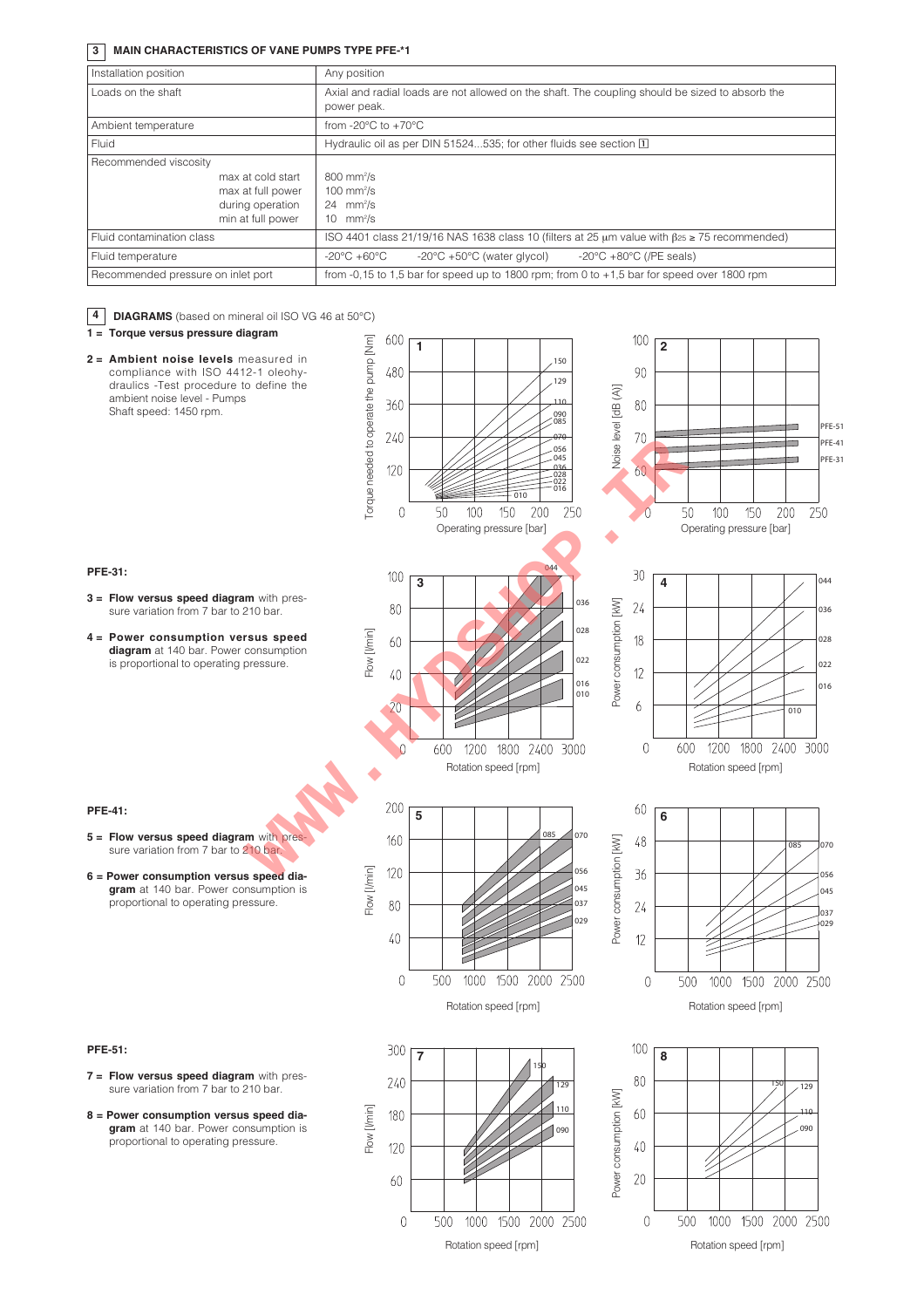## 3 MAIN CHARACTERISTICS OF VANE PUMPS TYPE PFE-*1

| | |
|---|---|
| Installation position | Any position |
| Loads on the shaft | Axial and radial loads are not allowed on the shaft. The coupling should be sized to absorb the power peak. |
| Ambient temperature | from -20°C to +70°C |
| Fluid | Hydraulic oil as per DIN 51524...535; for other fluids see section 1 |
| Recommended viscosity<br>max at cold start<br>max at full power<br>during operation<br>min at full power | <br>800 mm²/s<br>100 mm²/s<br>24 mm²/s<br>10 mm²/s |
| Fluid contamination class | ISO 4401 class 21/19/16 NAS 1638 class 10 (filters at 25 μm value with $\beta_{25} \geq 75$ recommended) |
| Fluid temperature | -20°C +60°C &nbsp;&nbsp; -20°C +50°C (water glycol) &nbsp;&nbsp; -20°C +80°C (/PE seals) |
| Recommended pressure on inlet port | from -0,15 to 1,5 bar for speed up to 1800 rpm; from 0 to +1,5 bar for speed over 1800 rpm |

## 4 DIAGRAMS (based on mineral oil ISO VG 46 at 50°C)

**1 = Torque versus pressure diagram**

**2 = Ambient noise levels** measured in compliance with ISO 4412-1 oleohydraulics -Test procedure to define the ambient noise level - Pumps
Shaft speed: 1450 rpm.

**PFE-31:**

**3 = Flow versus speed diagram** with pressure variation from 7 bar to 210 bar.

**4 = Power consumption versus speed diagram** at 140 bar. Power consumption is proportional to operating pressure.

**PFE-41:**

**5 = Flow versus speed diagram** with pressure variation from 7 bar to 210 bar.

**6 = Power consumption versus speed diagram** at 140 bar. Power consumption is proportional to operating pressure.

**PFE-51:**

**7 = Flow versus speed diagram** with pressure variation from 7 bar to 210 bar.

**8 = Power consumption versus speed diagram** at 140 bar. Power consumption is proportional to operating pressure.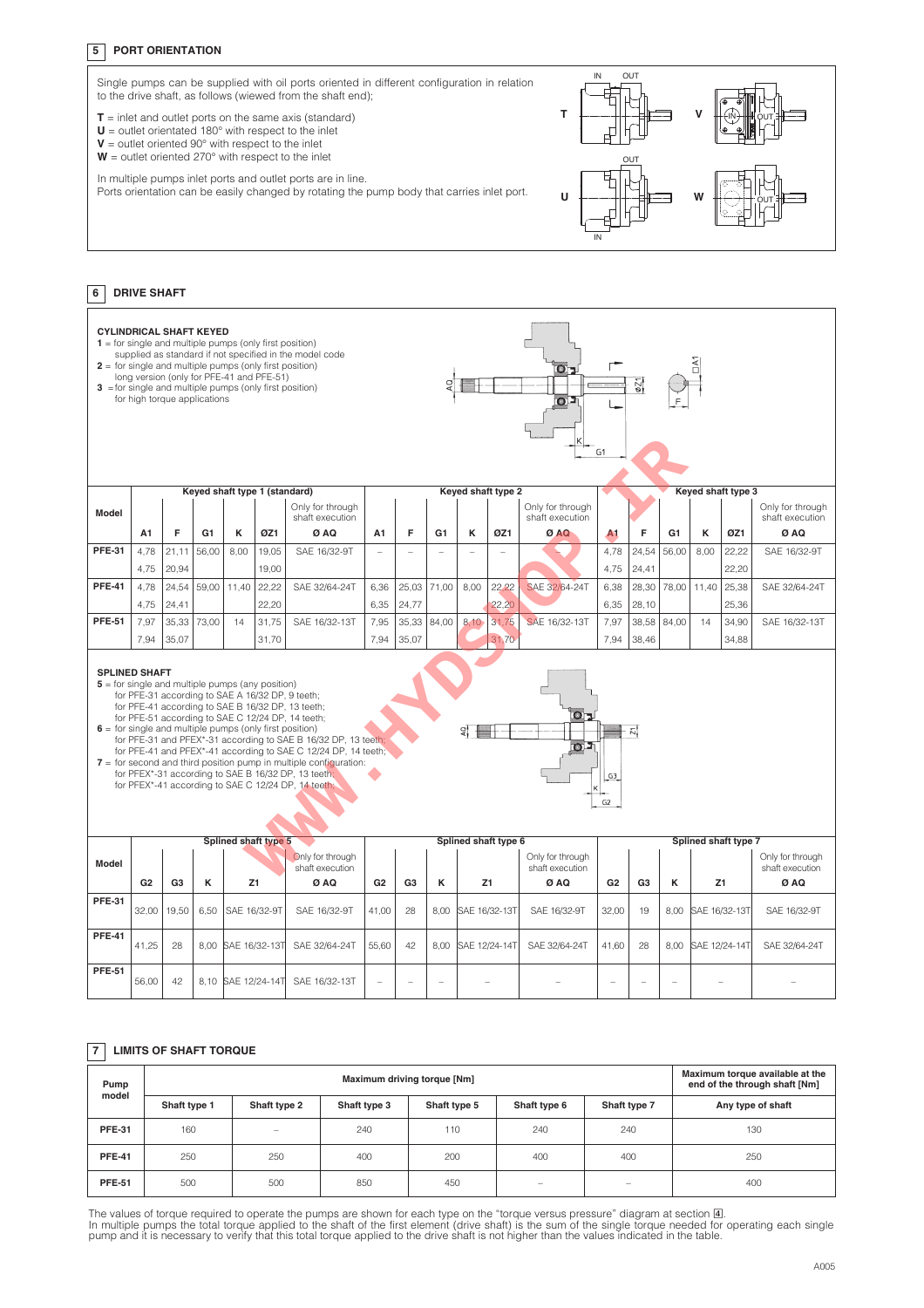## 5 PORT ORIENTATION

Single pumps can be supplied with oil ports oriented in different configuration in relation to the drive shaft, as follows (wiewed from the shaft end);

**T** = inlet and outlet ports on the same axis (standard)
**U** = outlet orientated 180° with respect to the inlet
**V** = outlet oriented 90° with respect to the inlet
**W** = outlet oriented 270° with respect to the inlet

In multiple pumps inlet ports and outlet ports are in line.
Ports orientation can be easily changed by rotating the pump body that carries inlet port.

## 6 DRIVE SHAFT

**CYLINDRICAL SHAFT KEYED**
**1** = for single and multiple pumps (only first position) supplied as standard if not specified in the model code
**2** = for single and multiple pumps (only first position) long version (only for PFE-41 and PFE-51)
**3** =for single and multiple pumps (only first position) for high torque applications

| Model | Keyed shaft type 1 (standard) | | | | | | Keyed shaft type 2 | | | | | | Keyed shaft type 3 | | | | | |
|---|---|---|---|---|---|---|---|---|---|---|---|---|---|---|---|---|---|---|
| | A1 | F | G1 | K | ØZ1 | Only for through shaft execution Ø AQ | A1 | F | G1 | K | ØZ1 | Only for through shaft execution Ø AQ | A1 | F | G1 | K | ØZ1 | Only for through shaft execution Ø AQ |
| PFE-31 | 4,78 | 21,11 | 56,00 | 8,00 | 19,05 | SAE 16/32-9T | – | – | – | – | – | – | 4,78 | 24,54 | 56,00 | 8,00 | 22,22 | SAE 16/32-9T |
| | 4,75 | 20,94 | | | 19,00 | | | | | | | | 4,75 | 24,41 | | | 22,20 | |
| PFE-41 | 4,78 | 24,54 | 59,00 | 11,40 | 22,22 | SAE 32/64-24T | 6,36 | 25,03 | 71,00 | 8,00 | 22,22 | SAE 32/64-24T | 6,38 | 28,30 | 78,00 | 11,40 | 25,38 | SAE 32/64-24T |
| | 4,75 | 24,41 | | | 22,20 | | 6,35 | 24,77 | | | 22,20 | | 6,35 | 28,10 | | | 25,36 | |
| PFE-51 | 7,97 | 35,33 | 73,00 | 14 | 31,75 | SAE 16/32-13T | 7,95 | 35,33 | 84,00 | 8,10 | 31,75 | SAE 16/32-13T | 7,97 | 38,58 | 84,00 | 14 | 34,90 | SAE 16/32-13T |
| | 7,94 | 35,07 | | | 31,70 | | 7,94 | 35,07 | | | 31,70 | | 7,94 | 38,46 | | | 34,88 | |

**SPLINED SHAFT**
**5** = for single and multiple pumps (any position)
for PFE-31 according to SAE A 16/32 DP, 9 teeth;
for PFE-41 according to SAE B 16/32 DP, 13 teeth;
for PFE-51 according to SAE C 12/24 DP, 14 teeth;
**6** = for single and multiple pumps (only first position)
for PFE-31 and PFEX*-31 according to SAE B 16/32 DP, 13 teeth;
for PFE-41 and PFEX*-41 according to SAE C 12/24 DP, 14 teeth;
**7** = for second and third position pump in multiple configuration:
for PFEX*-31 according to SAE B 16/32 DP, 13 teeth;
for PFEX*-41 according to SAE C 12/24 DP, 14 teeth;

| Model | Splined shaft type 5 | | | | | Splined shaft type 6 | | | | | Splined shaft type 7 | | | | |
|---|---|---|---|---|---|---|---|---|---|---|---|---|---|---|---|
| | G2 | G3 | K | Z1 | Only for through shaft execution Ø AQ | G2 | G3 | K | Z1 | Only for through shaft execution Ø AQ | G2 | G3 | K | Z1 | Only for through shaft execution Ø AQ |
| PFE-31 | 32,00 | 19,50 | 6,50 | SAE 16/32-9T | SAE 16/32-9T | 41,00 | 28 | 8,00 | SAE 16/32-13T | SAE 16/32-9T | 32,00 | 19 | 8,00 | SAE 16/32-13T | SAE 16/32-9T |
| PFE-41 | 41,25 | 28 | 8,00 | SAE 16/32-13T | SAE 32/64-24T | 55,60 | 42 | 8,00 | SAE 12/24-14T | SAE 32/64-24T | 41,60 | 28 | 8,00 | SAE 12/24-14T | SAE 32/64-24T |
| PFE-51 | 56,00 | 42 | 8,10 | SAE 12/24-14T | SAE 16/32-13T | – | – | – | – | – | – | – | – | – | – |

## 7 LIMITS OF SHAFT TORQUE

| Pump model | Maximum driving torque [Nm] | | | | | | Maximum torque available at the end of the through shaft [Nm] |
|---|---|---|---|---|---|---|---|
| | Shaft type 1 | Shaft type 2 | Shaft type 3 | Shaft type 5 | Shaft type 6 | Shaft type 7 | Any type of shaft |
| PFE-31 | 160 | – | 240 | 110 | 240 | 240 | 130 |
| PFE-41 | 250 | 250 | 400 | 200 | 400 | 400 | 250 |
| PFE-51 | 500 | 500 | 850 | 450 | – | – | 400 |

The values of torque required to operate the pumps are shown for each type on the "torque versus pressure" diagram at section 4.
In multiple pumps the total torque applied to the shaft of the first element (drive shaft) is the sum of the single torque needed for operating each single pump and it is necessary to verify that this total torque applied to the drive shaft is not higher than the values indicated in the table.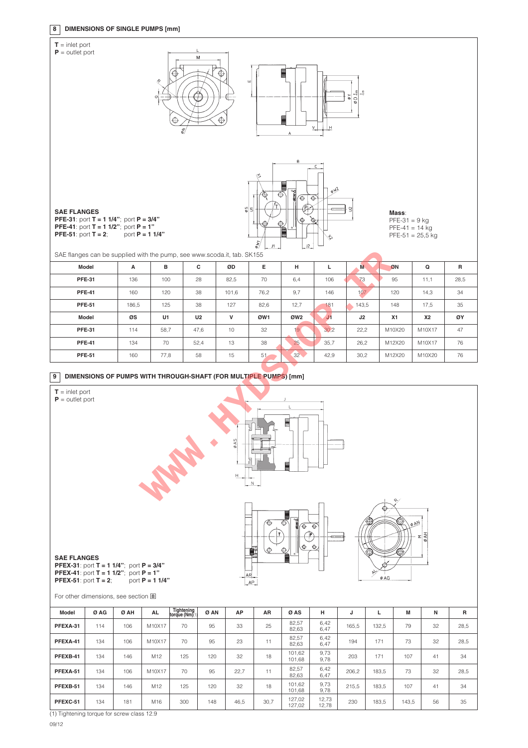## 8 DIMENSIONS OF SINGLE PUMPS [mm]

**T** = inlet port
**P** = outlet port

**SAE FLANGES**
**PFE-31**: port **T = 1 1/4"**; port **P = 3/4"**
**PFE-41**: port **T = 1 1/2"**; port **P = 1"**
**PFE-51**: port **T = 2**; port **P = 1 1/4"**

**Mass**:
PFE-31 = 9 kg
PFE-41 = 14 kg
PFE-51 = 25,5 kg

SAE flanges can be supplied with the pump, see www.scoda.it, tab. SK155

| Model | A | B | C | ØD | E | H | L | M | ØN | Q | R |
|---|---|---|---|---|---|---|---|---|---|---|---|
| PFE-31 | 136 | 100 | 28 | 82,5 | 70 | 6,4 | 106 | 73 | 95 | 11,1 | 28,5 |
| PFE-41 | 160 | 120 | 38 | 101,6 | 76,2 | 9,7 | 146 | 107 | 120 | 14,3 | 34 |
| PFE-51 | 186,5 | 125 | 38 | 127 | 82,6 | 12,7 | 181 | 143,5 | 148 | 17,5 | 35 |
| **Model** | **ØS** | **U1** | **U2** | **V** | **ØW1** | **ØW2** | **J1** | **J2** | **X1** | **X2** | **ØY** |
| PFE-31 | 114 | 58,7 | 47,6 | 10 | 32 | 19 | 30,2 | 22,2 | M10X20 | M10X17 | 47 |
| PFE-41 | 134 | 70 | 52,4 | 13 | 38 | 25 | 35,7 | 26,2 | M12X20 | M10X17 | 76 |
| PFE-51 | 160 | 77,8 | 58 | 15 | 51 | 32 | 42,9 | 30,2 | M12X20 | M10X20 | 76 |

## 9 DIMENSIONS OF PUMPS WITH THROUGH-SHAFT (FOR MULTIPLE PUMPS) [mm]

**T** = inlet port
**P** = outlet port

**SAE FLANGES**
**PFEX-31**: port **T = 1 1/4"**; port **P = 3/4"**
**PFEX-41**: port **T = 1 1/2"**; port **P = 1"**
**PFEX-51**: port **T = 2**; port **P = 1 1/4"**

For other dimensions, see section 8

| Model | Ø AG | Ø AH | AL | Tightening torque (Nm)(1) | Ø AN | AP | AR | Ø AS | H | J | L | M | N | R |
|---|---|---|---|---|---|---|---|---|---|---|---|---|---|---|
| PFEXA-31 | 114 | 106 | M10X17 | 70 | 95 | 33 | 25 | 82,57 82,63 | 6,42 6,47 | 165,5 | 132,5 | 79 | 32 | 28,5 |
| PFEXA-41 | 134 | 106 | M10X17 | 70 | 95 | 23 | 11 | 82,57 82,63 | 6,42 6,47 | 194 | 171 | 73 | 32 | 28,5 |
| PFEXB-41 | 134 | 146 | M12 | 125 | 120 | 32 | 18 | 101,62 101,68 | 9,73 9,78 | 203 | 171 | 107 | 41 | 34 |
| PFEXA-51 | 134 | 106 | M10X17 | 70 | 95 | 22,7 | 11 | 82,57 82,63 | 6,42 6,47 | 206,2 | 183,5 | 73 | 32 | 28,5 |
| PFEXB-51 | 134 | 146 | M12 | 125 | 120 | 32 | 18 | 101,62 101,68 | 9,73 9,78 | 215,5 | 183,5 | 107 | 41 | 34 |
| PFEXC-51 | 134 | 181 | M16 | 300 | 148 | 46,5 | 30,7 | 127,02 127,02 | 12,73 12,78 | 230 | 183,5 | 143,5 | 56 | 35 |

(1) Tightening torque for screw class 12.9

09/12